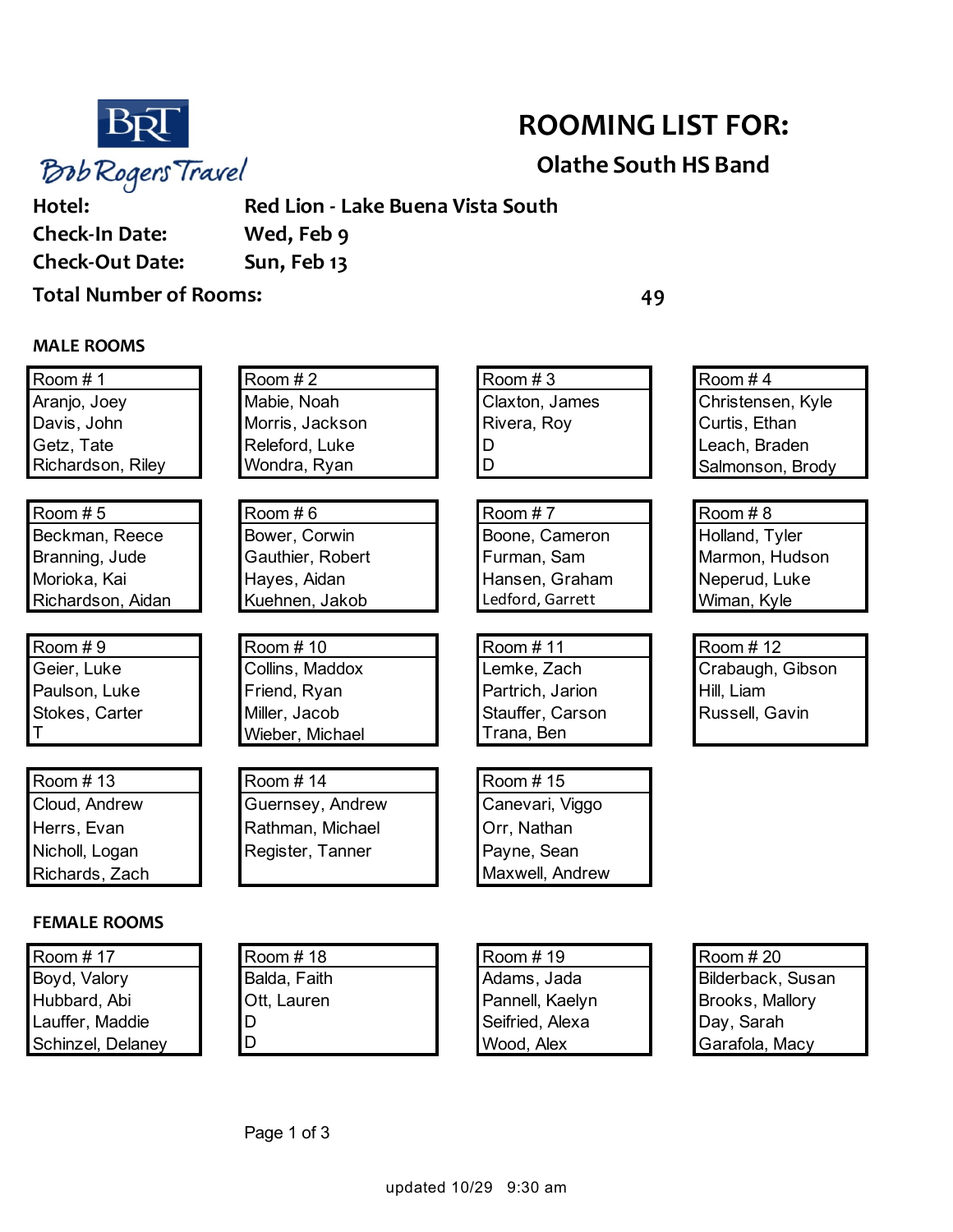Bob Rogers Travel

# ROOMING LIST FOR:

## Olathe South HS Band

**Hotel:** Red Lion - Lake Buena Vista South

**Check-In Date:** Wed, Feb 9

**Check-Out Date:** Sun, Feb 13

**Total Number of Rooms:** 49

### MALE ROOMS

| Room # 1 | Room # 2 | Room # 3 | Room # 4 |
|---|---|---|---|
| Aranjo, Joey | Mabie, Noah | Claxton, James | Christensen, Kyle |
| Davis, John | Morris, Jackson | Rivera, Roy | Curtis, Ethan |
| Getz, Tate | Releford, Luke | D | Leach, Braden |
| Richardson, Riley | Wondra, Ryan | D | Salmonson, Brody |

| Room # 5 | Room # 6 | Room # 7 | Room # 8 |
|---|---|---|---|
| Beckman, Reece | Bower, Corwin | Boone, Cameron | Holland, Tyler |
| Branning, Jude | Gauthier, Robert | Furman, Sam | Marmon, Hudson |
| Morioka, Kai | Hayes, Aidan | Hansen, Graham | Neperud, Luke |
| Richardson, Aidan | Kuehnen, Jakob | Ledford, Garrett | Wiman, Kyle |

| Room # 9 | Room # 10 | Room # 11 | Room # 12 |
|---|---|---|---|
| Geier, Luke | Collins, Maddox | Lemke, Zach | Crabaugh, Gibson |
| Paulson, Luke | Friend, Ryan | Partrich, Jarion | Hill, Liam |
| Stokes, Carter | Miller, Jacob | Stauffer, Carson | Russell, Gavin |
| T | Wieber, Michael | Trana, Ben | |

| Room # 13 | Room # 14 | Room # 15 |
|---|---|---|
| Cloud, Andrew | Guernsey, Andrew | Canevari, Viggo |
| Herrs, Evan | Rathman, Michael | Orr, Nathan |
| Nicholl, Logan | Register, Tanner | Payne, Sean |
| Richards, Zach | | Maxwell, Andrew |

### FEMALE ROOMS

| Room # 17 | Room # 18 | Room # 19 | Room # 20 |
|---|---|---|---|
| Boyd, Valory | Balda, Faith | Adams, Jada | Bilderback, Susan |
| Hubbard, Abi | Ott, Lauren | Pannell, Kaelyn | Brooks, Mallory |
| Lauffer, Maddie | D | Seifried, Alexa | Day, Sarah |
| Schinzel, Delaney | D | Wood, Alex | Garafola, Macy |

updated 10/29 9:30 am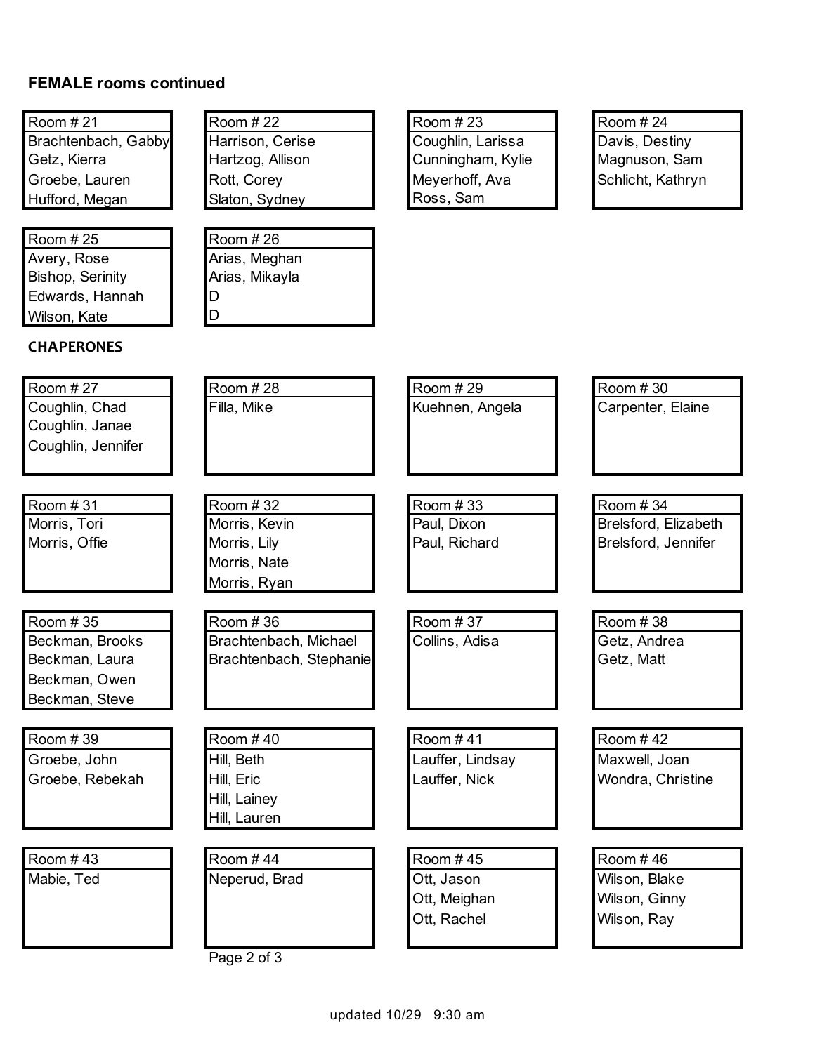**FEMALE rooms continued**

| Room # 21 | Room # 22 | Room # 23 | Room # 24 |
|---|---|---|---|
| Brachtenbach, Gabby | Harrison, Cerise | Coughlin, Larissa | Davis, Destiny |
| Getz, Kierra | Hartzog, Allison | Cunningham, Kylie | Magnuson, Sam |
| Groebe, Lauren | Rott, Corey | Meyerhoff, Ava | Schlicht, Kathryn |
| Hufford, Megan | Slaton, Sydney | Ross, Sam | |

| Room # 25 | Room # 26 |
|---|---|
| Avery, Rose | Arias, Meghan |
| Bishop, Serinity | Arias, Mikayla |
| Edwards, Hannah | D |
| Wilson, Kate | D |

**CHAPERONES**

| Room # 27 | Room # 28 | Room # 29 | Room # 30 |
|---|---|---|---|
| Coughlin, Chad | Filla, Mike | Kuehnen, Angela | Carpenter, Elaine |
| Coughlin, Janae | | | |
| Coughlin, Jennifer | | | |

| Room # 31 | Room # 32 | Room # 33 | Room # 34 |
|---|---|---|---|
| Morris, Tori | Morris, Kevin | Paul, Dixon | Brelsford, Elizabeth |
| Morris, Offie | Morris, Lily | Paul, Richard | Brelsford, Jennifer |
| | Morris, Nate | | |
| | Morris, Ryan | | |

| Room # 35 | Room # 36 | Room # 37 | Room # 38 |
|---|---|---|---|
| Beckman, Brooks | Brachtenbach, Michael | Collins, Adisa | Getz, Andrea |
| Beckman, Laura | Brachtenbach, Stephanie | | Getz, Matt |
| Beckman, Owen | | | |
| Beckman, Steve | | | |

| Room # 39 | Room # 40 | Room # 41 | Room # 42 |
|---|---|---|---|
| Groebe, John | Hill, Beth | Lauffer, Lindsay | Maxwell, Joan |
| Groebe, Rebekah | Hill, Eric | Lauffer, Nick | Wondra, Christine |
| | Hill, Lainey | | |
| | Hill, Lauren | | |

| Room # 43 | Room # 44 | Room # 45 | Room # 46 |
|---|---|---|---|
| Mabie, Ted | Neperud, Brad | Ott, Jason | Wilson, Blake |
| | | Ott, Meighan | Wilson, Ginny |
| | | Ott, Rachel | Wilson, Ray |

updated 10/29 9:30 am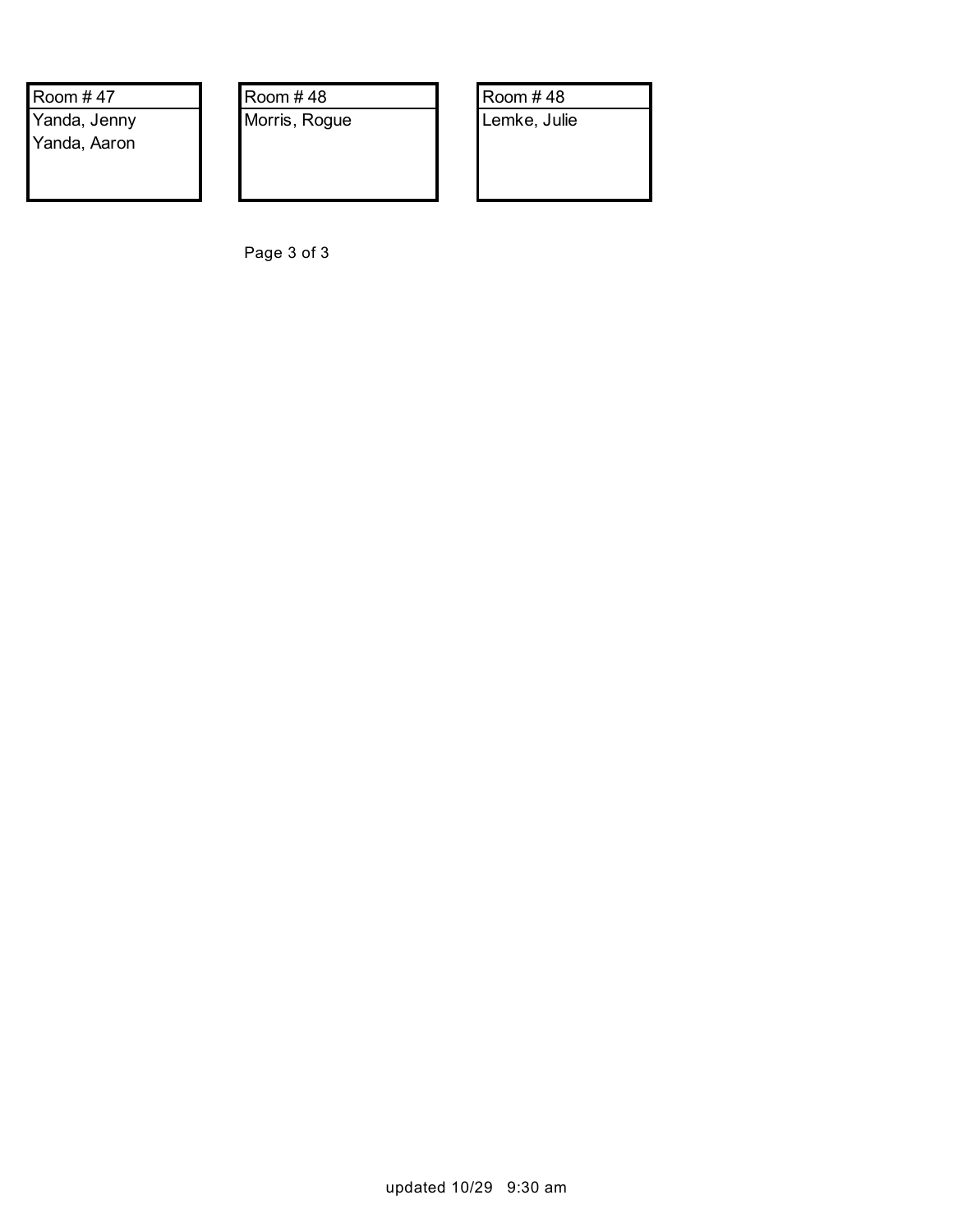| Room # 47 |
| --- |
| Yanda, Jenny |
| Yanda, Aaron |

| Room # 48 |
| --- |
| Morris, Rogue |

| Room # 48 |
| --- |
| Lemke, Julie |

updated 10/29 9:30 am